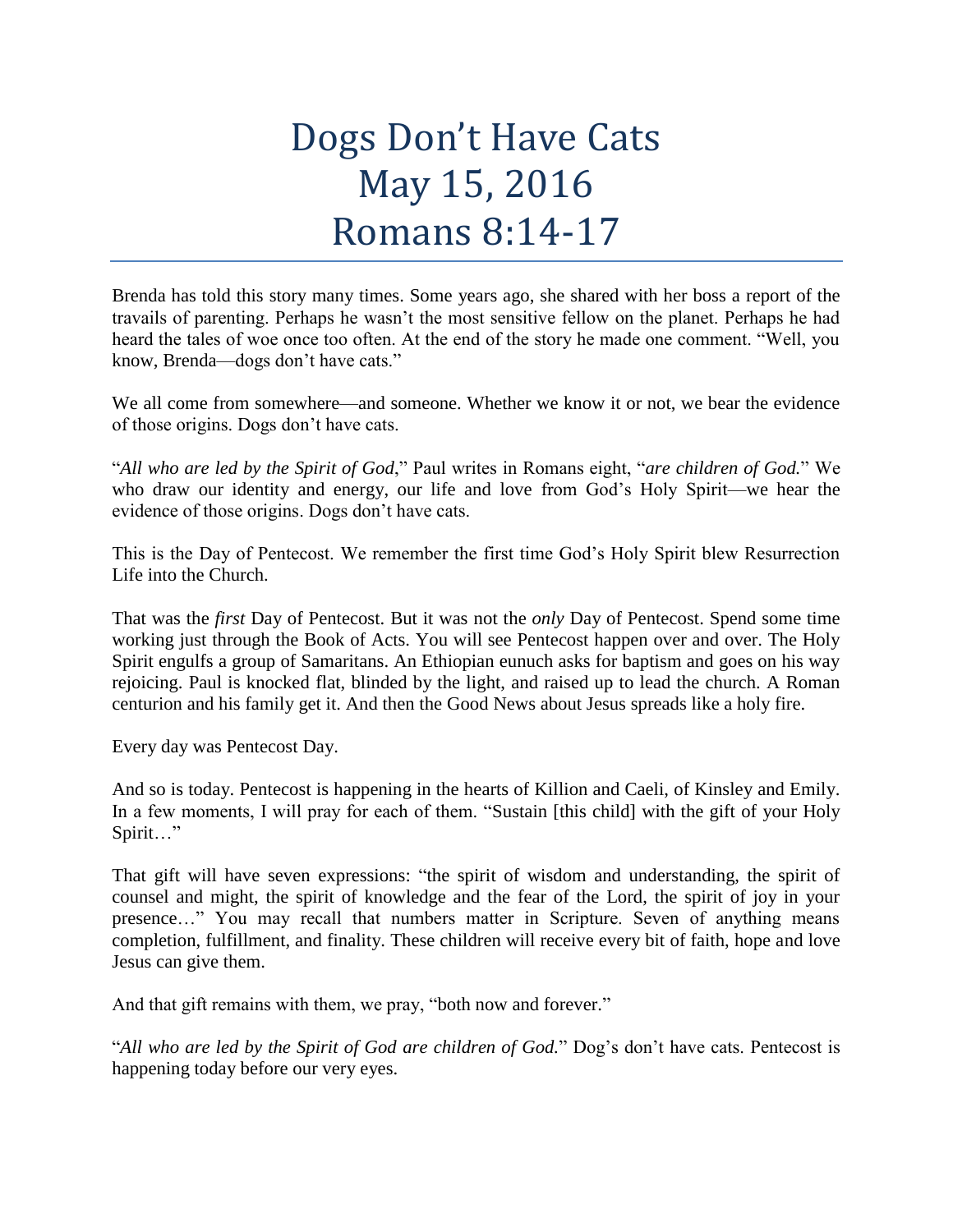# Dogs Don't Have Cats
# May 15, 2016
# Romans 8:14-17

Brenda has told this story many times. Some years ago, she shared with her boss a report of the travails of parenting. Perhaps he wasn't the most sensitive fellow on the planet. Perhaps he had heard the tales of woe once too often. At the end of the story he made one comment. "Well, you know, Brenda—dogs don't have cats."

We all come from somewhere—and someone. Whether we know it or not, we bear the evidence of those origins. Dogs don't have cats.

"*All who are led by the Spirit of God*," Paul writes in Romans eight, "*are children of God.*" We who draw our identity and energy, our life and love from God's Holy Spirit—we hear the evidence of those origins. Dogs don't have cats.

This is the Day of Pentecost. We remember the first time God's Holy Spirit blew Resurrection Life into the Church.

That was the *first* Day of Pentecost. But it was not the *only* Day of Pentecost. Spend some time working just through the Book of Acts. You will see Pentecost happen over and over. The Holy Spirit engulfs a group of Samaritans. An Ethiopian eunuch asks for baptism and goes on his way rejoicing. Paul is knocked flat, blinded by the light, and raised up to lead the church. A Roman centurion and his family get it. And then the Good News about Jesus spreads like a holy fire.

Every day was Pentecost Day.

And so is today. Pentecost is happening in the hearts of Killion and Caeli, of Kinsley and Emily. In a few moments, I will pray for each of them. "Sustain [this child] with the gift of your Holy Spirit…"

That gift will have seven expressions: "the spirit of wisdom and understanding, the spirit of counsel and might, the spirit of knowledge and the fear of the Lord, the spirit of joy in your presence…" You may recall that numbers matter in Scripture. Seven of anything means completion, fulfillment, and finality. These children will receive every bit of faith, hope and love Jesus can give them.

And that gift remains with them, we pray, "both now and forever."

"*All who are led by the Spirit of God are children of God.*" Dog's don't have cats. Pentecost is happening today before our very eyes.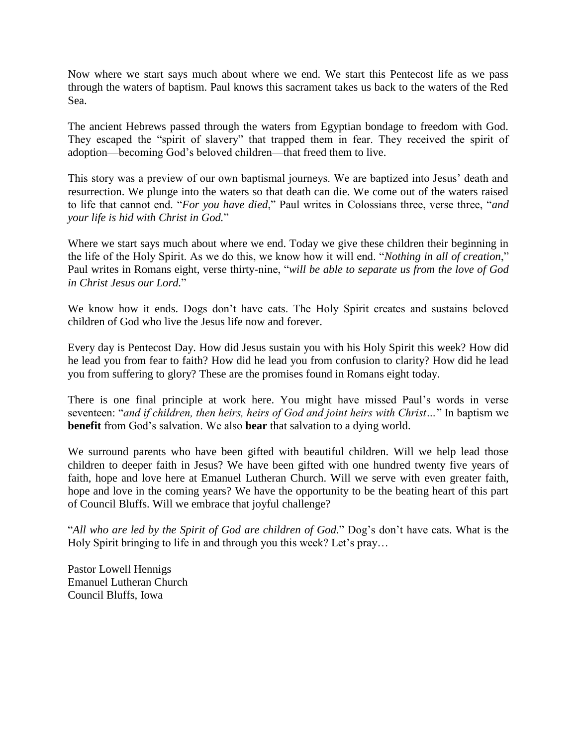Now where we start says much about where we end. We start this Pentecost life as we pass through the waters of baptism. Paul knows this sacrament takes us back to the waters of the Red Sea.

The ancient Hebrews passed through the waters from Egyptian bondage to freedom with God. They escaped the "spirit of slavery" that trapped them in fear. They received the spirit of adoption—becoming God's beloved children—that freed them to live.

This story was a preview of our own baptismal journeys. We are baptized into Jesus' death and resurrection. We plunge into the waters so that death can die. We come out of the waters raised to life that cannot end. "*For you have died*," Paul writes in Colossians three, verse three, "*and your life is hid with Christ in God.*"

Where we start says much about where we end. Today we give these children their beginning in the life of the Holy Spirit. As we do this, we know how it will end. "*Nothing in all of creation*," Paul writes in Romans eight, verse thirty-nine, "*will be able to separate us from the love of God in Christ Jesus our Lord.*"

We know how it ends. Dogs don't have cats. The Holy Spirit creates and sustains beloved children of God who live the Jesus life now and forever.

Every day is Pentecost Day. How did Jesus sustain you with his Holy Spirit this week? How did he lead you from fear to faith? How did he lead you from confusion to clarity? How did he lead you from suffering to glory? These are the promises found in Romans eight today.

There is one final principle at work here. You might have missed Paul's words in verse seventeen: "*and if children, then heirs, heirs of God and joint heirs with Christ…*" In baptism we **benefit** from God's salvation. We also **bear** that salvation to a dying world.

We surround parents who have been gifted with beautiful children. Will we help lead those children to deeper faith in Jesus? We have been gifted with one hundred twenty five years of faith, hope and love here at Emanuel Lutheran Church. Will we serve with even greater faith, hope and love in the coming years? We have the opportunity to be the beating heart of this part of Council Bluffs. Will we embrace that joyful challenge?

"*All who are led by the Spirit of God are children of God.*" Dog's don't have cats. What is the Holy Spirit bringing to life in and through you this week? Let's pray…

Pastor Lowell Hennigs
Emanuel Lutheran Church
Council Bluffs, Iowa